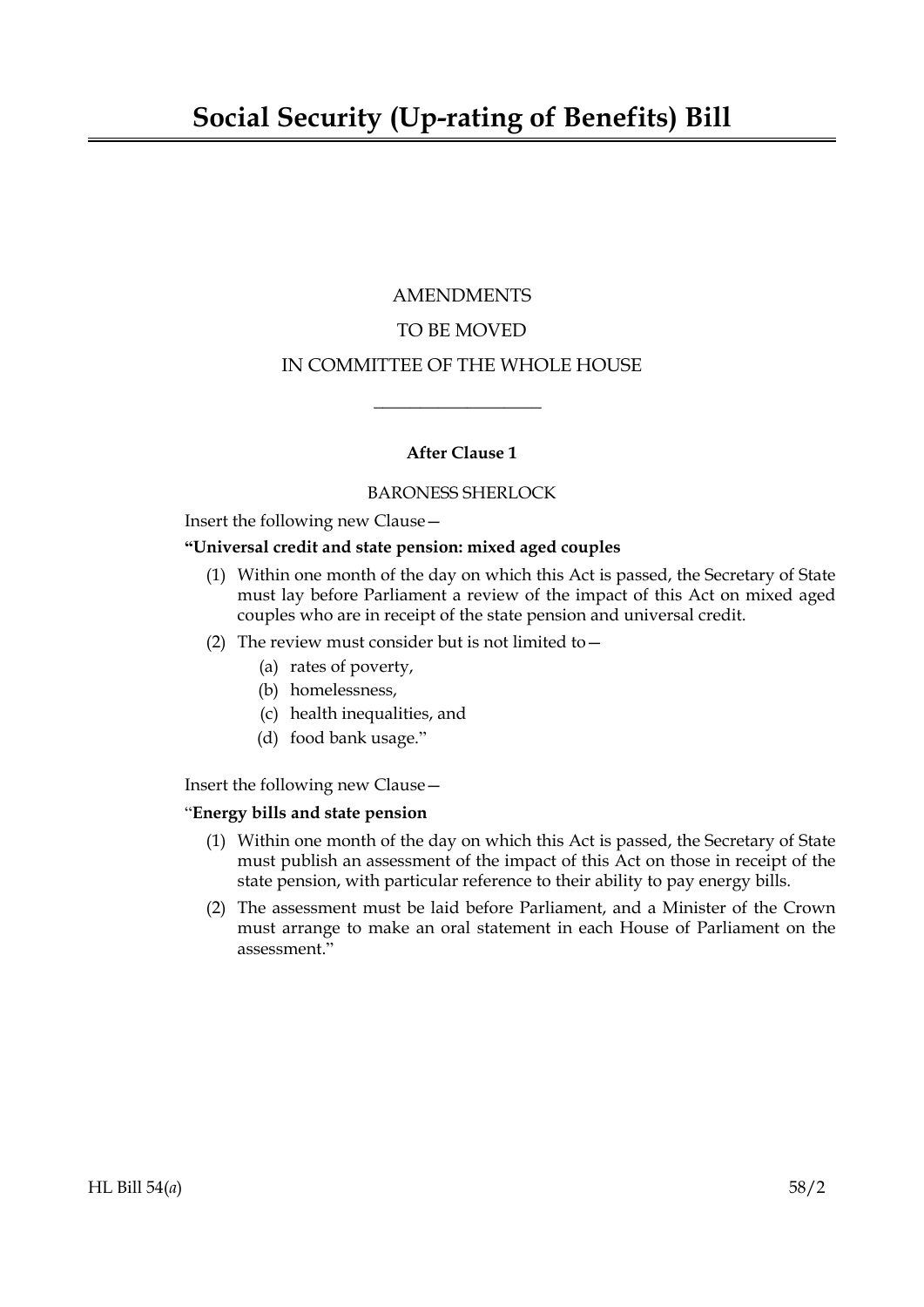# Social Security (Up-rating of Benefits) Bill

AMENDMENTS

TO BE MOVED

IN COMMITTEE OF THE WHOLE HOUSE

---

**After Clause 1**

BARONESS SHERLOCK

Insert the following new Clause—

**"Universal credit and state pension: mixed aged couples**

(1) Within one month of the day on which this Act is passed, the Secretary of State must lay before Parliament a review of the impact of this Act on mixed aged couples who are in receipt of the state pension and universal credit.

(2) The review must consider but is not limited to—

(a) rates of poverty,

(b) homelessness,

(c) health inequalities, and

(d) food bank usage."

Insert the following new Clause—

"**Energy bills and state pension**

(1) Within one month of the day on which this Act is passed, the Secretary of State must publish an assessment of the impact of this Act on those in receipt of the state pension, with particular reference to their ability to pay energy bills.

(2) The assessment must be laid before Parliament, and a Minister of the Crown must arrange to make an oral statement in each House of Parliament on the assessment."

HL Bill 54(*a*) 58/2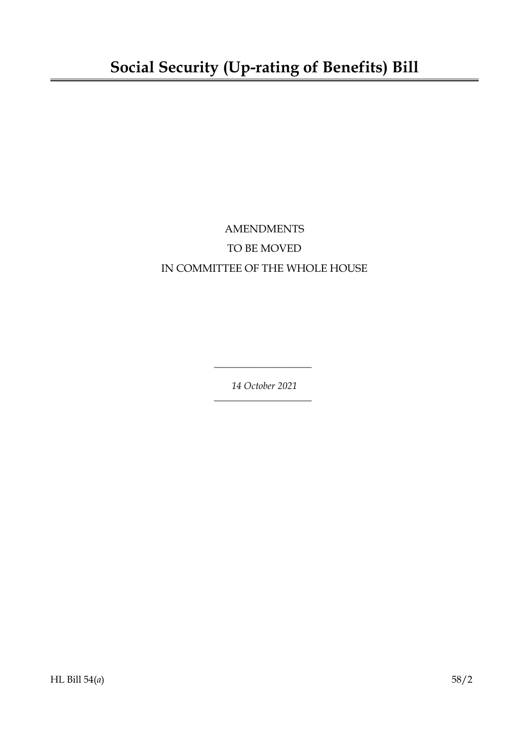# Social Security (Up-rating of Benefits) Bill

AMENDMENTS

TO BE MOVED

IN COMMITTEE OF THE WHOLE HOUSE

---

*14 October 2021*

---

HL Bill 54(*a*)

58/2